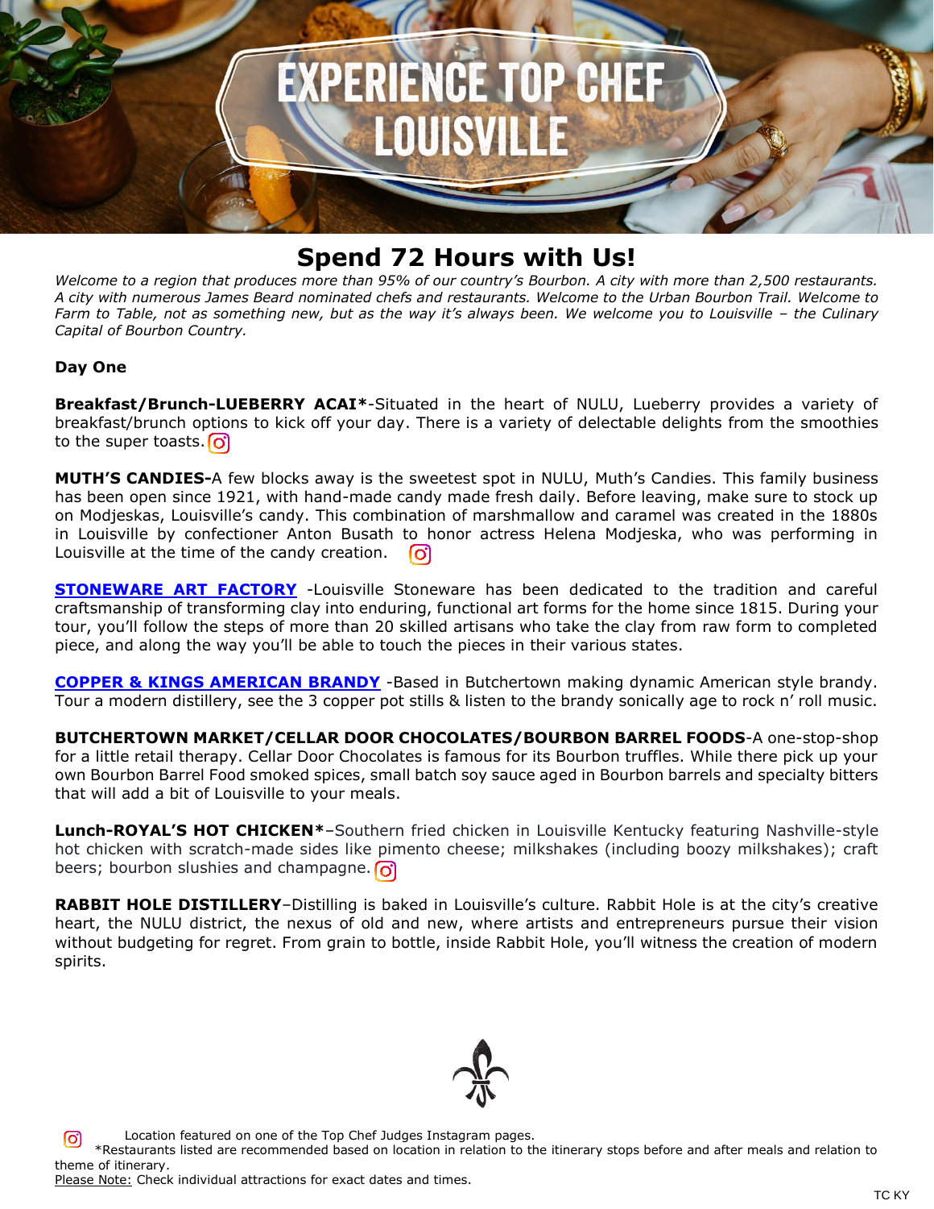# EXPERIENCE TOP CHEF LOUISVILLE

## Spend 72 Hours with Us!

*Welcome to a region that produces more than 95% of our country's Bourbon. A city with more than 2,500 restaurants. A city with numerous James Beard nominated chefs and restaurants. Welcome to the Urban Bourbon Trail. Welcome to Farm to Table, not as something new, but as the way it's always been. We welcome you to Louisville – the Culinary Capital of Bourbon Country.*

### Day One

**Breakfast/Brunch-LUEBERRY ACAI***-Situated in the heart of NULU, Lueberry provides a variety of breakfast/brunch options to kick off your day. There is a variety of delectable delights from the smoothies to the super toasts.

**MUTH'S CANDIES-**A few blocks away is the sweetest spot in NULU, Muth's Candies. This family business has been open since 1921, with hand-made candy made fresh daily. Before leaving, make sure to stock up on Modjeskas, Louisville's candy. This combination of marshmallow and caramel was created in the 1880s in Louisville by confectioner Anton Busath to honor actress Helena Modjeska, who was performing in Louisville at the time of the candy creation.

**STONEWARE ART FACTORY** -Louisville Stoneware has been dedicated to the tradition and careful craftsmanship of transforming clay into enduring, functional art forms for the home since 1815. During your tour, you'll follow the steps of more than 20 skilled artisans who take the clay from raw form to completed piece, and along the way you'll be able to touch the pieces in their various states.

**COPPER & KINGS AMERICAN BRANDY** -Based in Butchertown making dynamic American style brandy. Tour a modern distillery, see the 3 copper pot stills & listen to the brandy sonically age to rock n' roll music.

**BUTCHERTOWN MARKET/CELLAR DOOR CHOCOLATES/BOURBON BARREL FOODS**-A one-stop-shop for a little retail therapy. Cellar Door Chocolates is famous for its Bourbon truffles. While there pick up your own Bourbon Barrel Food smoked spices, small batch soy sauce aged in Bourbon barrels and specialty bitters that will add a bit of Louisville to your meals.

**Lunch-ROYAL'S HOT CHICKEN***–Southern fried chicken in Louisville Kentucky featuring Nashville-style hot chicken with scratch-made sides like pimento cheese; milkshakes (including boozy milkshakes); craft beers; bourbon slushies and champagne.

**RABBIT HOLE DISTILLERY**–Distilling is baked in Louisville's culture. Rabbit Hole is at the city's creative heart, the NULU district, the nexus of old and new, where artists and entrepreneurs pursue their vision without budgeting for regret. From grain to bottle, inside Rabbit Hole, you'll witness the creation of modern spirits.

Location featured on one of the Top Chef Judges Instagram pages.

*Restaurants listed are recommended based on location in relation to the itinerary stops before and after meals and relation to theme of itinerary.

Please Note: Check individual attractions for exact dates and times.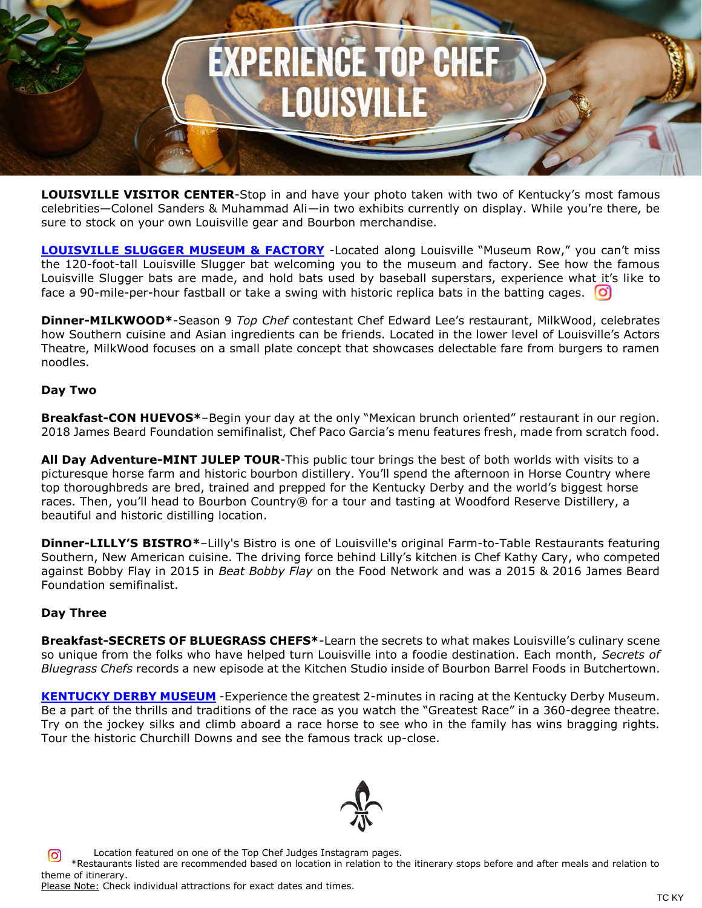# EXPERIENCE TOP CHEF LOUISVILLE

**LOUISVILLE VISITOR CENTER**-Stop in and have your photo taken with two of Kentucky's most famous celebrities—Colonel Sanders & Muhammad Ali—in two exhibits currently on display. While you're there, be sure to stock on your own Louisville gear and Bourbon merchandise.

**LOUISVILLE SLUGGER MUSEUM & FACTORY** -Located along Louisville "Museum Row," you can't miss the 120-foot-tall Louisville Slugger bat welcoming you to the museum and factory. See how the famous Louisville Slugger bats are made, and hold bats used by baseball superstars, experience what it's like to face a 90-mile-per-hour fastball or take a swing with historic replica bats in the batting cages.

**Dinner-MILKWOOD***-Season 9 *Top Chef* contestant Chef Edward Lee's restaurant, MilkWood, celebrates how Southern cuisine and Asian ingredients can be friends. Located in the lower level of Louisville's Actors Theatre, MilkWood focuses on a small plate concept that showcases delectable fare from burgers to ramen noodles.

**Day Two**

**Breakfast-CON HUEVOS***–Begin your day at the only "Mexican brunch oriented" restaurant in our region. 2018 James Beard Foundation semifinalist, Chef Paco Garcia's menu features fresh, made from scratch food.

**All Day Adventure-MINT JULEP TOUR**-This public tour brings the best of both worlds with visits to a picturesque horse farm and historic bourbon distillery. You'll spend the afternoon in Horse Country where top thoroughbreds are bred, trained and prepped for the Kentucky Derby and the world's biggest horse races. Then, you'll head to Bourbon Country® for a tour and tasting at Woodford Reserve Distillery, a beautiful and historic distilling location.

**Dinner-LILLY'S BISTRO***–Lilly's Bistro is one of Louisville's original Farm-to-Table Restaurants featuring Southern, New American cuisine. The driving force behind Lilly's kitchen is Chef Kathy Cary, who competed against Bobby Flay in 2015 in *Beat Bobby Flay* on the Food Network and was a 2015 & 2016 James Beard Foundation semifinalist.

**Day Three**

**Breakfast-SECRETS OF BLUEGRASS CHEFS***-Learn the secrets to what makes Louisville's culinary scene so unique from the folks who have helped turn Louisville into a foodie destination. Each month, *Secrets of Bluegrass Chefs* records a new episode at the Kitchen Studio inside of Bourbon Barrel Foods in Butchertown.

**KENTUCKY DERBY MUSEUM** -Experience the greatest 2-minutes in racing at the Kentucky Derby Museum. Be a part of the thrills and traditions of the race as you watch the "Greatest Race" in a 360-degree theatre. Try on the jockey silks and climb aboard a race horse to see who in the family has wins bragging rights. Tour the historic Churchill Downs and see the famous track up-close.

Location featured on one of the Top Chef Judges Instagram pages.

*Restaurants listed are recommended based on location in relation to the itinerary stops before and after meals and relation to theme of itinerary.

Please Note: Check individual attractions for exact dates and times.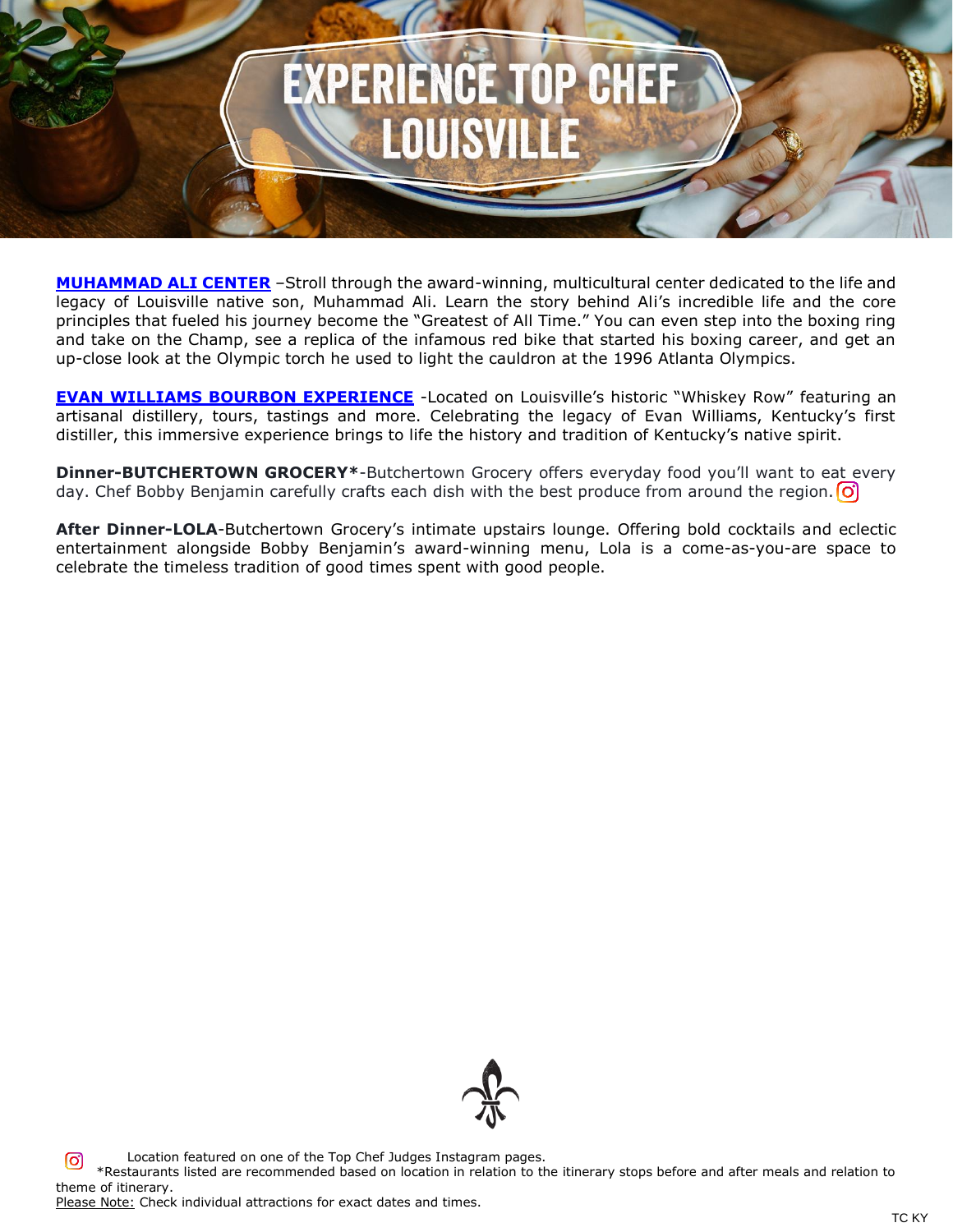# EXPERIENCE TOP CHEF LOUISVILLE

**MUHAMMAD ALI CENTER** –Stroll through the award-winning, multicultural center dedicated to the life and legacy of Louisville native son, Muhammad Ali. Learn the story behind Ali's incredible life and the core principles that fueled his journey become the "Greatest of All Time." You can even step into the boxing ring and take on the Champ, see a replica of the infamous red bike that started his boxing career, and get an up-close look at the Olympic torch he used to light the cauldron at the 1996 Atlanta Olympics.

**EVAN WILLIAMS BOURBON EXPERIENCE** -Located on Louisville's historic "Whiskey Row" featuring an artisanal distillery, tours, tastings and more. Celebrating the legacy of Evan Williams, Kentucky's first distiller, this immersive experience brings to life the history and tradition of Kentucky's native spirit.

**Dinner-BUTCHERTOWN GROCERY***-Butchertown Grocery offers everyday food you'll want to eat every day. Chef Bobby Benjamin carefully crafts each dish with the best produce from around the region.

**After Dinner-LOLA**-Butchertown Grocery's intimate upstairs lounge. Offering bold cocktails and eclectic entertainment alongside Bobby Benjamin's award-winning menu, Lola is a come-as-you-are space to celebrate the timeless tradition of good times spent with good people.

Location featured on one of the Top Chef Judges Instagram pages.
*Restaurants listed are recommended based on location in relation to the itinerary stops before and after meals and relation to theme of itinerary.
Please Note: Check individual attractions for exact dates and times.